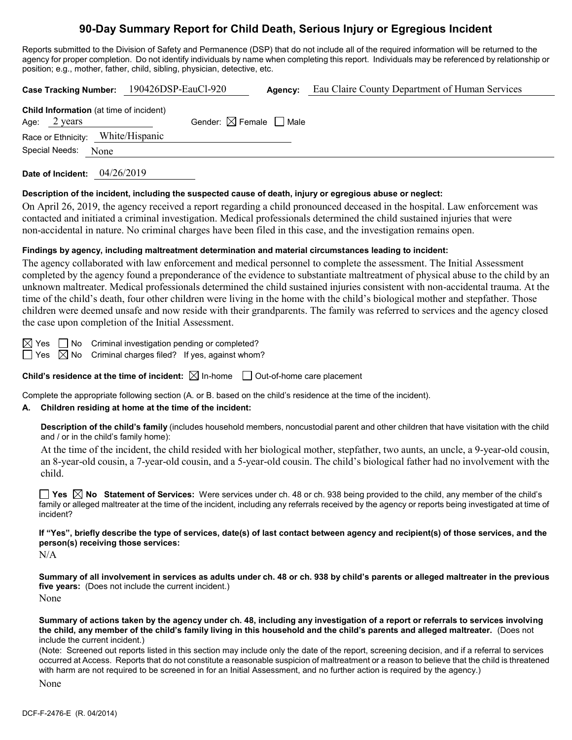# 90-Day Summary Report for Child Death, Serious Injury or Egregious Incident

Reports submitted to the Division of Safety and Permanence (DSP) that do not include all of the required information will be returned to the agency for proper completion. Do not identify individuals by name when completing this report. Individuals may be referenced by relationship or position; e.g., mother, father, child, sibling, physician, detective, etc.

**Case Tracking Number:** 190426DSP-EauCl-920 **Agency:** Eau Claire County Department of Human Services

**Child Information** (at time of incident)
Age: 2 years Gender: ☒ Female ☐ Male
Race or Ethnicity: White/Hispanic
Special Needs: None

**Date of Incident:** 04/26/2019

**Description of the incident, including the suspected cause of death, injury or egregious abuse or neglect:**

On April 26, 2019, the agency received a report regarding a child pronounced deceased in the hospital. Law enforcement was contacted and initiated a criminal investigation. Medical professionals determined the child sustained injuries that were non-accidental in nature. No criminal charges have been filed in this case, and the investigation remains open.

**Findings by agency, including maltreatment determination and material circumstances leading to incident:**

The agency collaborated with law enforcement and medical personnel to complete the assessment. The Initial Assessment completed by the agency found a preponderance of the evidence to substantiate maltreatment of physical abuse to the child by an unknown maltreater. Medical professionals determined the child sustained injuries consistent with non-accidental trauma. At the time of the child's death, four other children were living in the home with the child's biological mother and stepfather. Those children were deemed unsafe and now reside with their grandparents. The family was referred to services and the agency closed the case upon completion of the Initial Assessment.

☒ Yes ☐ No Criminal investigation pending or completed?
☐ Yes ☒ No Criminal charges filed? If yes, against whom?

**Child's residence at the time of incident:** ☒ In-home ☐ Out-of-home care placement

Complete the appropriate following section (A. or B. based on the child's residence at the time of the incident).

**A. Children residing at home at the time of the incident:**

**Description of the child's family** (includes household members, noncustodial parent and other children that have visitation with the child and / or in the child's family home):

At the time of the incident, the child resided with her biological mother, stepfather, two aunts, an uncle, a 9-year-old cousin, an 8-year-old cousin, a 7-year-old cousin, and a 5-year-old cousin. The child's biological father had no involvement with the child.

☐ **Yes** ☒ **No Statement of Services:** Were services under ch. 48 or ch. 938 being provided to the child, any member of the child's family or alleged maltreater at the time of the incident, including any referrals received by the agency or reports being investigated at time of incident?

**If "Yes", briefly describe the type of services, date(s) of last contact between agency and recipient(s) of those services, and the person(s) receiving those services:**

N/A

**Summary of all involvement in services as adults under ch. 48 or ch. 938 by child's parents or alleged maltreater in the previous five years:** (Does not include the current incident.)

None

**Summary of actions taken by the agency under ch. 48, including any investigation of a report or referrals to services involving the child, any member of the child's family living in this household and the child's parents and alleged maltreater.** (Does not include the current incident.)

(Note: Screened out reports listed in this section may include only the date of the report, screening decision, and if a referral to services occurred at Access. Reports that do not constitute a reasonable suspicion of maltreatment or a reason to believe that the child is threatened with harm are not required to be screened in for an Initial Assessment, and no further action is required by the agency.)

None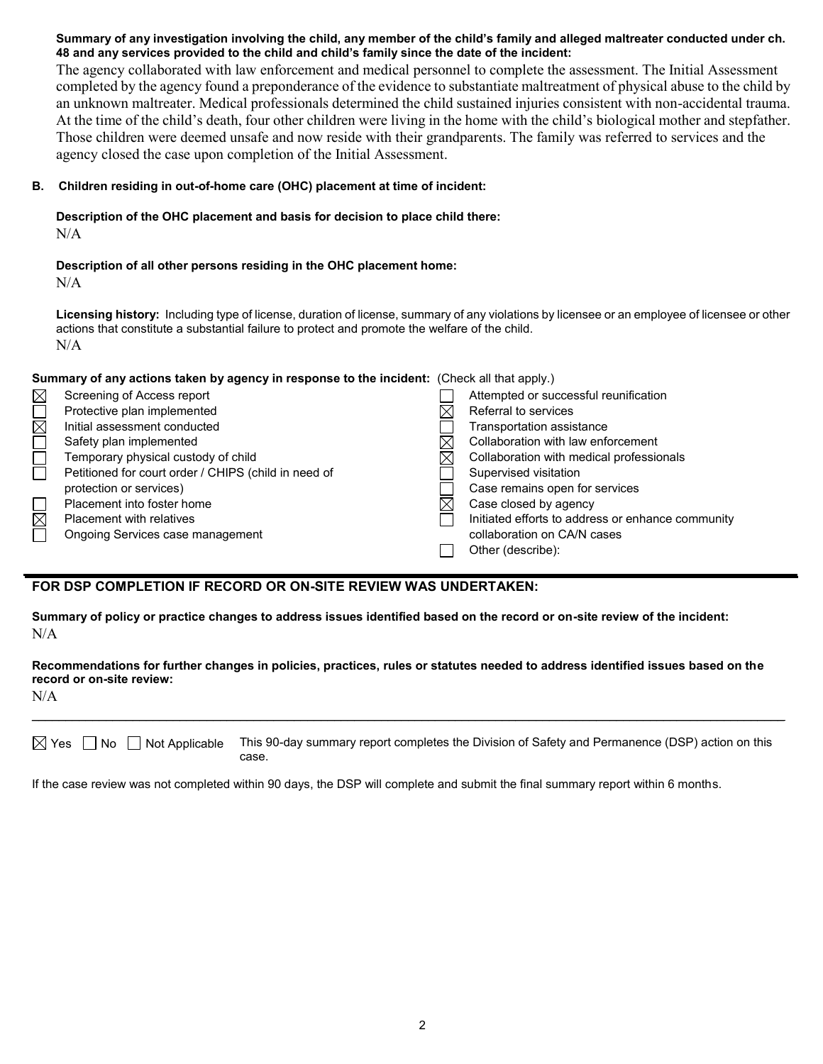**Summary of any investigation involving the child, any member of the child's family and alleged maltreater conducted under ch. 48 and any services provided to the child and child's family since the date of the incident:**

The agency collaborated with law enforcement and medical personnel to complete the assessment. The Initial Assessment completed by the agency found a preponderance of the evidence to substantiate maltreatment of physical abuse to the child by an unknown maltreater. Medical professionals determined the child sustained injuries consistent with non-accidental trauma. At the time of the child's death, four other children were living in the home with the child's biological mother and stepfather. Those children were deemed unsafe and now reside with their grandparents. The family was referred to services and the agency closed the case upon completion of the Initial Assessment.

**B. Children residing in out-of-home care (OHC) placement at time of incident:**

**Description of the OHC placement and basis for decision to place child there:**

N/A

**Description of all other persons residing in the OHC placement home:**

N/A

**Licensing history:** Including type of license, duration of license, summary of any violations by licensee or an employee of licensee or other actions that constitute a substantial failure to protect and promote the welfare of the child.

N/A

**Summary of any actions taken by agency in response to the incident:** (Check all that apply.)

- ☒ Screening of Access report
- ☐ Protective plan implemented
- ☒ Initial assessment conducted
- ☐ Safety plan implemented
- ☐ Temporary physical custody of child
- ☐ Petitioned for court order / CHIPS (child in need of protection or services)
- ☐ Placement into foster home
- ☒ Placement with relatives
- ☐ Ongoing Services case management
- ☐ Attempted or successful reunification
- ☒ Referral to services
- ☐ Transportation assistance
- ☒ Collaboration with law enforcement
- ☒ Collaboration with medical professionals
- ☐ Supervised visitation
- ☐ Case remains open for services
- ☒ Case closed by agency
- ☐ Initiated efforts to address or enhance community collaboration on CA/N cases
- ☐ Other (describe):

## FOR DSP COMPLETION IF RECORD OR ON-SITE REVIEW WAS UNDERTAKEN:

**Summary of policy or practice changes to address issues identified based on the record or on-site review of the incident:**

N/A

**Recommendations for further changes in policies, practices, rules or statutes needed to address identified issues based on the record or on-site review:**

N/A

☒ Yes ☐ No ☐ Not Applicable This 90-day summary report completes the Division of Safety and Permanence (DSP) action on this case.

If the case review was not completed within 90 days, the DSP will complete and submit the final summary report within 6 months.